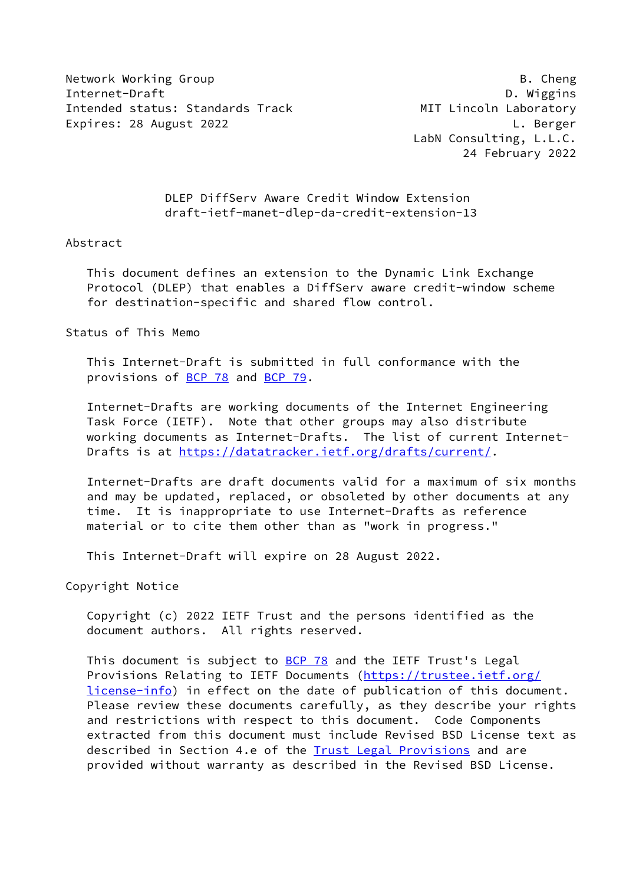Network Working Group — B. Cheng
Internet-Draft — D. Wiggins
Intended status: Standards Track — MIT Lincoln Laboratory
Expires: 28 August 2022 — L. Berger
LabN Consulting, L.L.C.
24 February 2022

# DLEP DiffServ Aware Credit Window Extension
draft-ietf-manet-dlep-da-credit-extension-13

## Abstract

This document defines an extension to the Dynamic Link Exchange Protocol (DLEP) that enables a DiffServ aware credit-window scheme for destination-specific and shared flow control.

## Status of This Memo

This Internet-Draft is submitted in full conformance with the provisions of BCP 78 and BCP 79.

Internet-Drafts are working documents of the Internet Engineering Task Force (IETF). Note that other groups may also distribute working documents as Internet-Drafts. The list of current Internet-Drafts is at https://datatracker.ietf.org/drafts/current/.

Internet-Drafts are draft documents valid for a maximum of six months and may be updated, replaced, or obsoleted by other documents at any time. It is inappropriate to use Internet-Drafts as reference material or to cite them other than as "work in progress."

This Internet-Draft will expire on 28 August 2022.

## Copyright Notice

Copyright (c) 2022 IETF Trust and the persons identified as the document authors. All rights reserved.

This document is subject to BCP 78 and the IETF Trust's Legal Provisions Relating to IETF Documents (https://trustee.ietf.org/license-info) in effect on the date of publication of this document. Please review these documents carefully, as they describe your rights and restrictions with respect to this document. Code Components extracted from this document must include Revised BSD License text as described in Section 4.e of the Trust Legal Provisions and are provided without warranty as described in the Revised BSD License.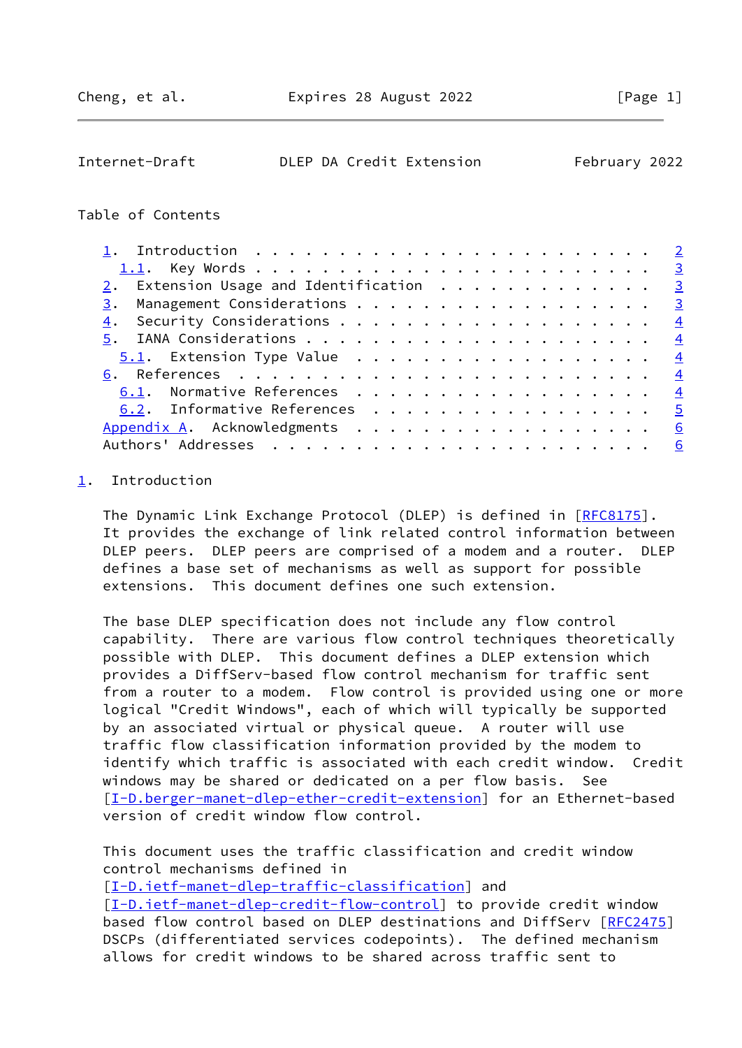## Table of Contents

- 1. Introduction . . . . . . . . . . . . . . . . . . . . . . . . 2
  - 1.1. Key Words . . . . . . . . . . . . . . . . . . . . . . . 3
- 2. Extension Usage and Identification . . . . . . . . . . . . . 3
- 3. Management Considerations . . . . . . . . . . . . . . . . . 3
- 4. Security Considerations . . . . . . . . . . . . . . . . . . 4
- 5. IANA Considerations . . . . . . . . . . . . . . . . . . . . 4
  - 5.1. Extension Type Value . . . . . . . . . . . . . . . . . . 4
- 6. References . . . . . . . . . . . . . . . . . . . . . . . . . 4
  - 6.1. Normative References . . . . . . . . . . . . . . . . . . 4
  - 6.2. Informative References . . . . . . . . . . . . . . . . . 5
- Appendix A. Acknowledgments . . . . . . . . . . . . . . . . . . 6
- Authors' Addresses . . . . . . . . . . . . . . . . . . . . . . . 6

## 1. Introduction

The Dynamic Link Exchange Protocol (DLEP) is defined in [RFC8175]. It provides the exchange of link related control information between DLEP peers. DLEP peers are comprised of a modem and a router. DLEP defines a base set of mechanisms as well as support for possible extensions. This document defines one such extension.

The base DLEP specification does not include any flow control capability. There are various flow control techniques theoretically possible with DLEP. This document defines a DLEP extension which provides a DiffServ-based flow control mechanism for traffic sent from a router to a modem. Flow control is provided using one or more logical "Credit Windows", each of which will typically be supported by an associated virtual or physical queue. A router will use traffic flow classification information provided by the modem to identify which traffic is associated with each credit window. Credit windows may be shared or dedicated on a per flow basis. See [I-D.berger-manet-dlep-ether-credit-extension] for an Ethernet-based version of credit window flow control.

This document uses the traffic classification and credit window control mechanisms defined in [I-D.ietf-manet-dlep-traffic-classification] and [I-D.ietf-manet-dlep-credit-flow-control] to provide credit window based flow control based on DLEP destinations and DiffServ [RFC2475] DSCPs (differentiated services codepoints). The defined mechanism allows for credit windows to be shared across traffic sent to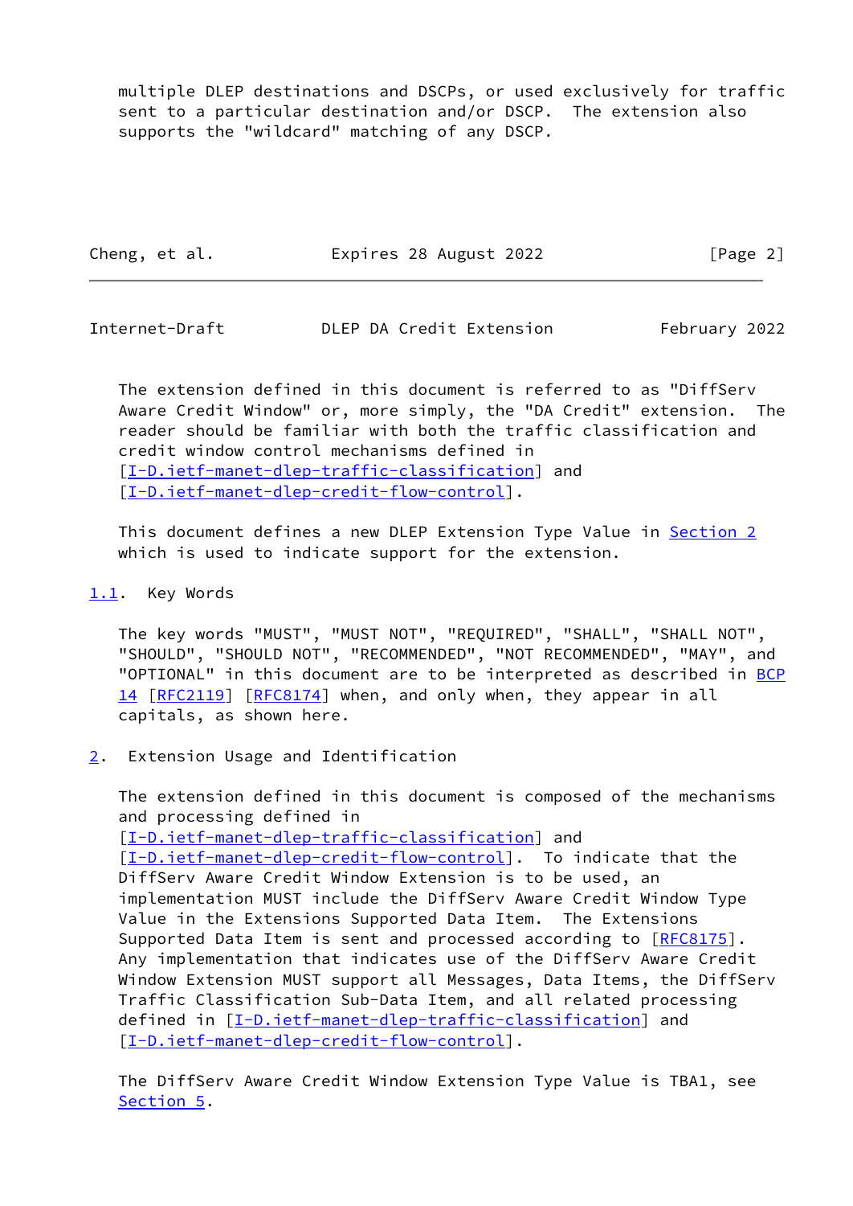multiple DLEP destinations and DSCPs, or used exclusively for traffic sent to a particular destination and/or DSCP. The extension also supports the "wildcard" matching of any DSCP.

The extension defined in this document is referred to as "DiffServ Aware Credit Window" or, more simply, the "DA Credit" extension. The reader should be familiar with both the traffic classification and credit window control mechanisms defined in [I-D.ietf-manet-dlep-traffic-classification] and [I-D.ietf-manet-dlep-credit-flow-control].

This document defines a new DLEP Extension Type Value in Section 2 which is used to indicate support for the extension.

### 1.1. Key Words

The key words "MUST", "MUST NOT", "REQUIRED", "SHALL", "SHALL NOT", "SHOULD", "SHOULD NOT", "RECOMMENDED", "NOT RECOMMENDED", "MAY", and "OPTIONAL" in this document are to be interpreted as described in BCP 14 [RFC2119] [RFC8174] when, and only when, they appear in all capitals, as shown here.

## 2. Extension Usage and Identification

The extension defined in this document is composed of the mechanisms and processing defined in [I-D.ietf-manet-dlep-traffic-classification] and [I-D.ietf-manet-dlep-credit-flow-control]. To indicate that the DiffServ Aware Credit Window Extension is to be used, an implementation MUST include the DiffServ Aware Credit Window Type Value in the Extensions Supported Data Item. The Extensions Supported Data Item is sent and processed according to [RFC8175]. Any implementation that indicates use of the DiffServ Aware Credit Window Extension MUST support all Messages, Data Items, the DiffServ Traffic Classification Sub-Data Item, and all related processing defined in [I-D.ietf-manet-dlep-traffic-classification] and [I-D.ietf-manet-dlep-credit-flow-control].

The DiffServ Aware Credit Window Extension Type Value is TBA1, see Section 5.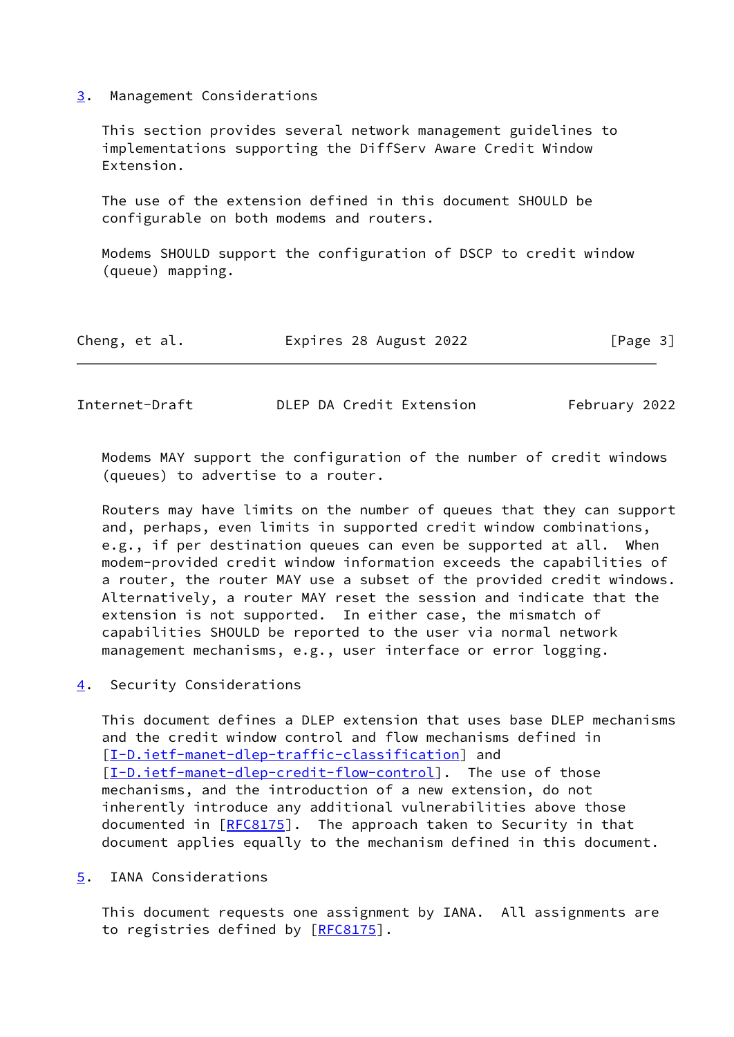## 3. Management Considerations

This section provides several network management guidelines to implementations supporting the DiffServ Aware Credit Window Extension.

The use of the extension defined in this document SHOULD be configurable on both modems and routers.

Modems SHOULD support the configuration of DSCP to credit window (queue) mapping.

Modems MAY support the configuration of the number of credit windows (queues) to advertise to a router.

Routers may have limits on the number of queues that they can support and, perhaps, even limits in supported credit window combinations, e.g., if per destination queues can even be supported at all. When modem-provided credit window information exceeds the capabilities of a router, the router MAY use a subset of the provided credit windows. Alternatively, a router MAY reset the session and indicate that the extension is not supported. In either case, the mismatch of capabilities SHOULD be reported to the user via normal network management mechanisms, e.g., user interface or error logging.

## 4. Security Considerations

This document defines a DLEP extension that uses base DLEP mechanisms and the credit window control and flow mechanisms defined in [I-D.ietf-manet-dlep-traffic-classification] and [I-D.ietf-manet-dlep-credit-flow-control]. The use of those mechanisms, and the introduction of a new extension, do not inherently introduce any additional vulnerabilities above those documented in [RFC8175]. The approach taken to Security in that document applies equally to the mechanism defined in this document.

## 5. IANA Considerations

This document requests one assignment by IANA. All assignments are to registries defined by [RFC8175].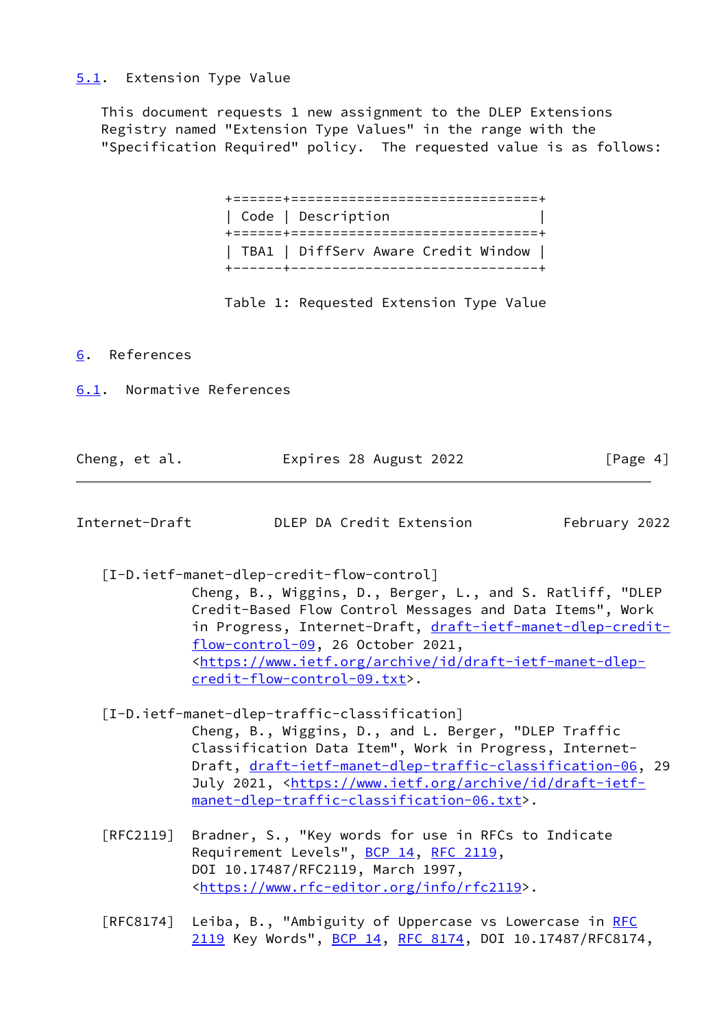### 5.1. Extension Type Value

This document requests 1 new assignment to the DLEP Extensions Registry named "Extension Type Values" in the range with the "Specification Required" policy. The requested value is as follows:

| Code | Description |
|---|---|
| TBA1 | DiffServ Aware Credit Window |

Table 1: Requested Extension Type Value

## 6. References

### 6.1. Normative References

[I-D.ietf-manet-dlep-credit-flow-control]
Cheng, B., Wiggins, D., Berger, L., and S. Ratliff, "DLEP Credit-Based Flow Control Messages and Data Items", Work in Progress, Internet-Draft, draft-ietf-manet-dlep-credit-flow-control-09, 26 October 2021, <https://www.ietf.org/archive/id/draft-ietf-manet-dlep-credit-flow-control-09.txt>.

[I-D.ietf-manet-dlep-traffic-classification]
Cheng, B., Wiggins, D., and L. Berger, "DLEP Traffic Classification Data Item", Work in Progress, Internet-Draft, draft-ietf-manet-dlep-traffic-classification-06, 29 July 2021, <https://www.ietf.org/archive/id/draft-ietf-manet-dlep-traffic-classification-06.txt>.

[RFC2119] Bradner, S., "Key words for use in RFCs to Indicate Requirement Levels", BCP 14, RFC 2119, DOI 10.17487/RFC2119, March 1997, <https://www.rfc-editor.org/info/rfc2119>.

[RFC8174] Leiba, B., "Ambiguity of Uppercase vs Lowercase in RFC 2119 Key Words", BCP 14, RFC 8174, DOI 10.17487/RFC8174,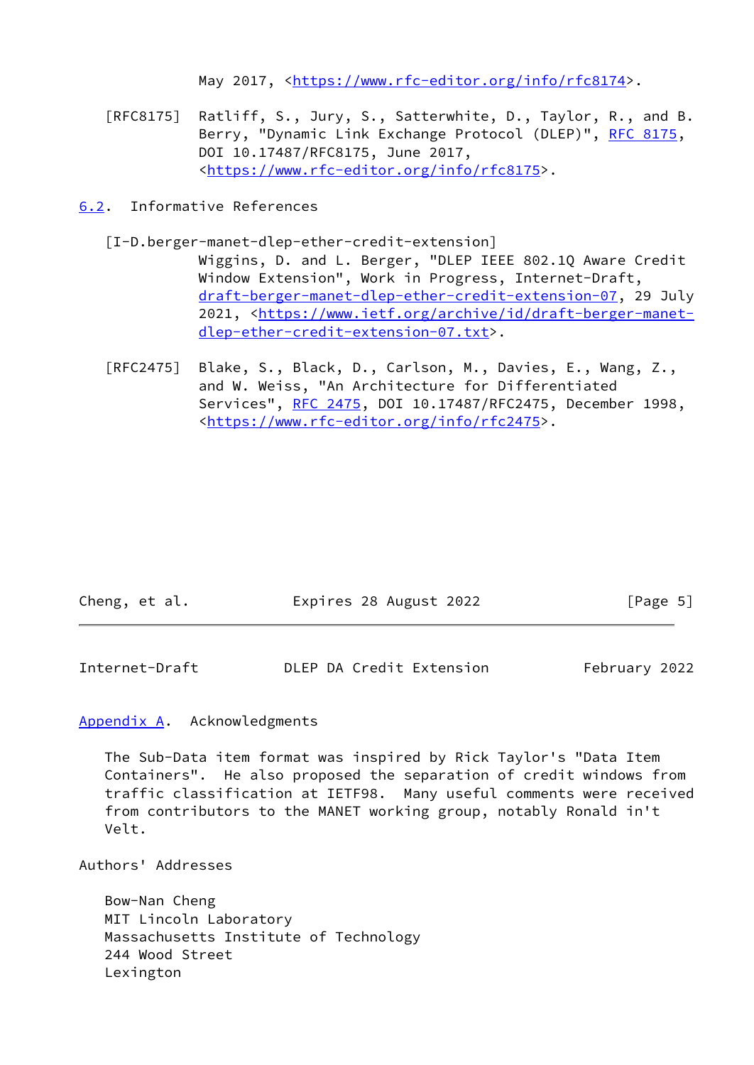May 2017, <https://www.rfc-editor.org/info/rfc8174>.

[RFC8175] Ratliff, S., Jury, S., Satterwhite, D., Taylor, R., and B. Berry, "Dynamic Link Exchange Protocol (DLEP)", RFC 8175, DOI 10.17487/RFC8175, June 2017, <https://www.rfc-editor.org/info/rfc8175>.

### 6.2. Informative References

[I-D.berger-manet-dlep-ether-credit-extension] Wiggins, D. and L. Berger, "DLEP IEEE 802.1Q Aware Credit Window Extension", Work in Progress, Internet-Draft, draft-berger-manet-dlep-ether-credit-extension-07, 29 July 2021, <https://www.ietf.org/archive/id/draft-berger-manet-dlep-ether-credit-extension-07.txt>.

[RFC2475] Blake, S., Black, D., Carlson, M., Davies, E., Wang, Z., and W. Weiss, "An Architecture for Differentiated Services", RFC 2475, DOI 10.17487/RFC2475, December 1998, <https://www.rfc-editor.org/info/rfc2475>.

## Appendix A. Acknowledgments

The Sub-Data item format was inspired by Rick Taylor's "Data Item Containers". He also proposed the separation of credit windows from traffic classification at IETF98. Many useful comments were received from contributors to the MANET working group, notably Ronald in't Velt.

## Authors' Addresses

Bow-Nan Cheng
MIT Lincoln Laboratory
Massachusetts Institute of Technology
244 Wood Street
Lexington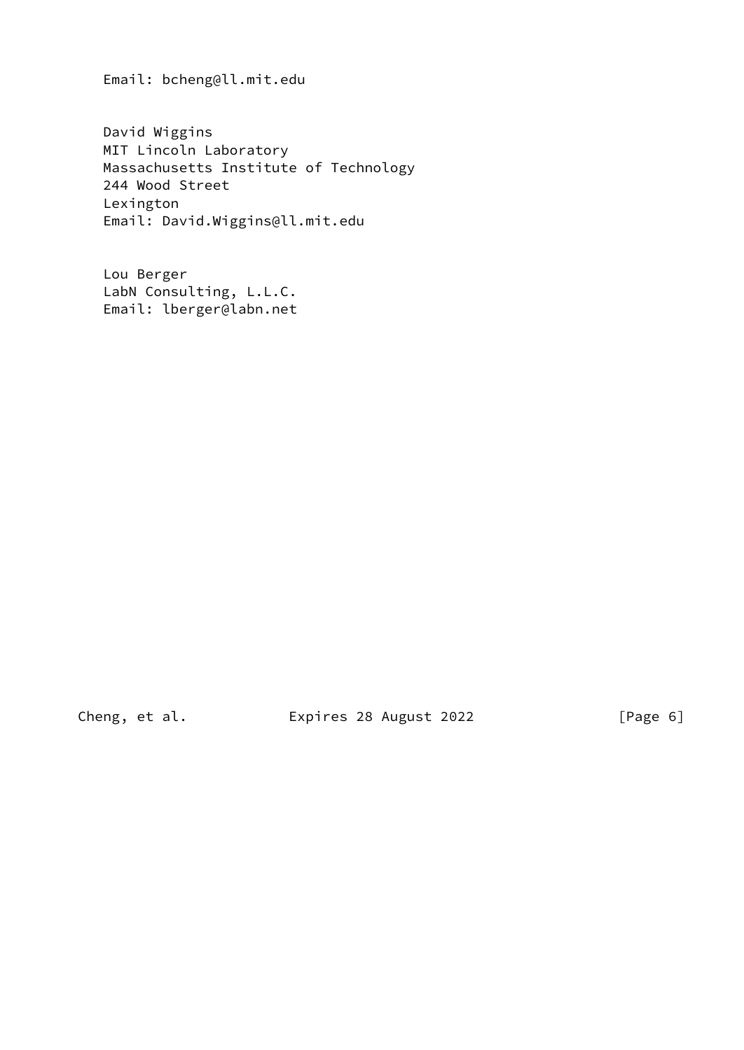Email: bcheng@ll.mit.edu

David Wiggins
MIT Lincoln Laboratory
Massachusetts Institute of Technology
244 Wood Street
Lexington
Email: David.Wiggins@ll.mit.edu

Lou Berger
LabN Consulting, L.L.C.
Email: lberger@labn.net